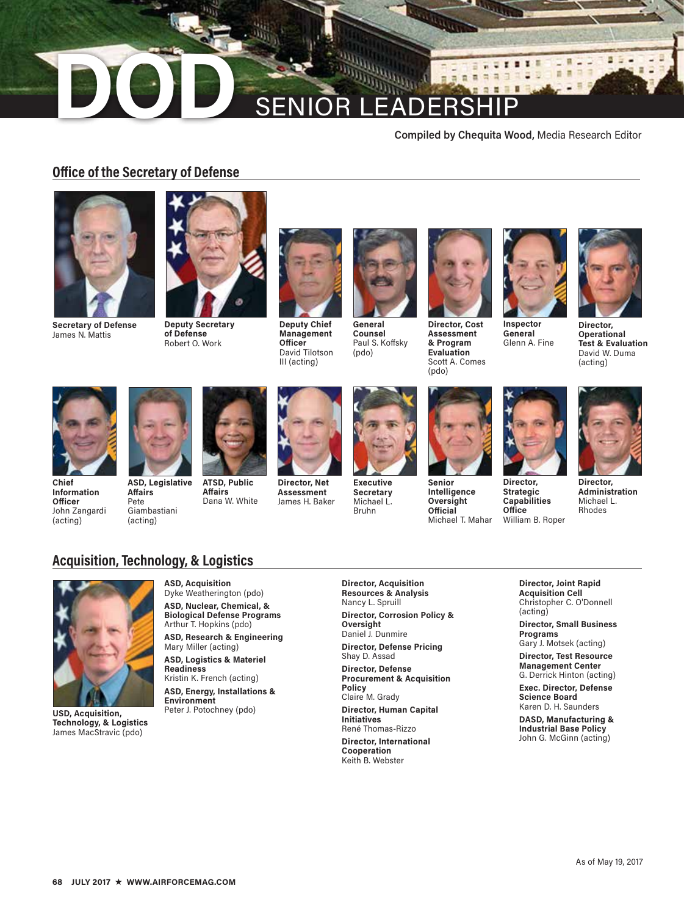# DOD SENIOR LEADERSHIP

**Compiled by Chequita Wood,** Media Research Editor

## Office of the Secretary of Defense

**Secretary of Defense**
James N. Mattis

**Deputy Secretary of Defense**
Robert O. Work

**Deputy Chief Management Officer**
David Tilotson III (acting)

**General Counsel**
Paul S. Koffsky (pdo)

**Director, Cost Assessment & Program Evaluation**
Scott A. Comes (pdo)

**Inspector General**
Glenn A. Fine

**Director, Operational Test & Evaluation**
David W. Duma (acting)

**Chief Information Officer**
John Zangardi (acting)

**ASD, Legislative Affairs**
Pete Giambastiani (acting)

**ATSD, Public Affairs**
Dana W. White

**Director, Net Assessment**
James H. Baker

**Executive Secretary**
Michael L. Bruhn

**Senior Intelligence Oversight Official**
Michael T. Mahar

**Director, Strategic Capabilities Office**
William B. Roper

**Director, Administration**
Michael L. Rhodes

## Acquisition, Technology, & Logistics

**USD, Acquisition, Technology, & Logistics**
James MacStravic (pdo)

**ASD, Acquisition**
Dyke Weatherington (pdo)

**ASD, Nuclear, Chemical, & Biological Defense Programs**
Arthur T. Hopkins (pdo)

**ASD, Research & Engineering**
Mary Miller (acting)

**ASD, Logistics & Materiel Readiness**
Kristin K. French (acting)

**ASD, Energy, Installations & Environment**
Peter J. Potochney (pdo)

**Director, Acquisition Resources & Analysis**
Nancy L. Spruill

**Director, Corrosion Policy & Oversight**
Daniel J. Dunmire

**Director, Defense Pricing**
Shay D. Assad

**Director, Defense Procurement & Acquisition Policy**
Claire M. Grady

**Director, Human Capital Initiatives**
René Thomas-Rizzo

**Director, International Cooperation**
Keith B. Webster

**Director, Joint Rapid Acquisition Cell**
Christopher C. O'Donnell (acting)

**Director, Small Business Programs**
Gary J. Motsek (acting)

**Director, Test Resource Management Center**
G. Derrick Hinton (acting)

**Exec. Director, Defense Science Board**
Karen D. H. Saunders

**DASD, Manufacturing & Industrial Base Policy**
John G. McGinn (acting)

As of May 19, 2017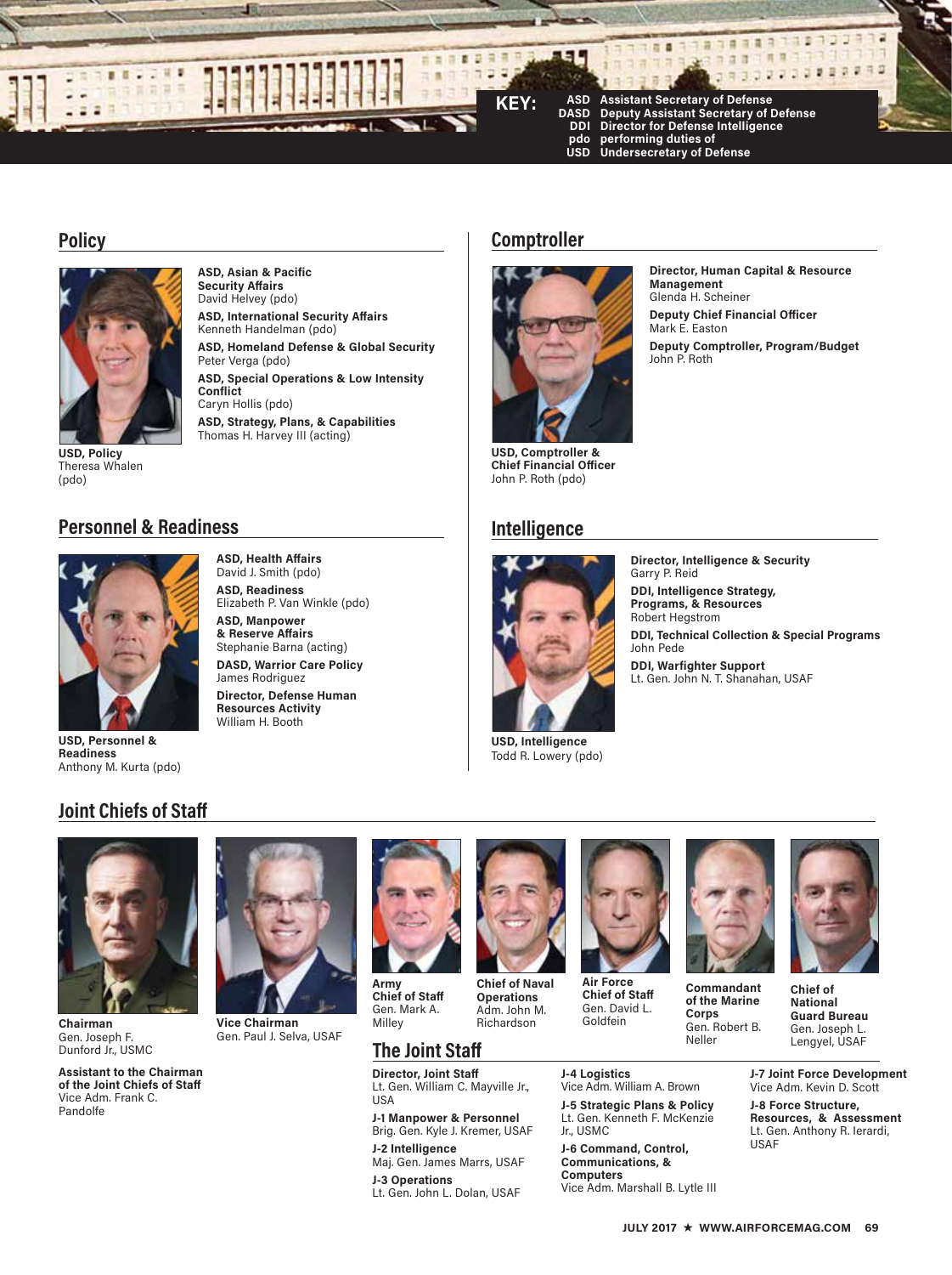**KEY:**
ASD Assistant Secretary of Defense
DASD Deputy Assistant Secretary of Defense
DDI Director for Defense Intelligence
pdo performing duties of
USD Undersecretary of Defense

## Policy

**USD, Policy**
Theresa Whalen (pdo)

**ASD, Asian & Pacific Security Affairs**
David Helvey (pdo)

**ASD, International Security Affairs**
Kenneth Handelman (pdo)

**ASD, Homeland Defense & Global Security**
Peter Verga (pdo)

**ASD, Special Operations & Low Intensity Conflict**
Caryn Hollis (pdo)

**ASD, Strategy, Plans, & Capabilities**
Thomas H. Harvey III (acting)

## Comptroller

**USD, Comptroller & Chief Financial Officer**
John P. Roth (pdo)

**Director, Human Capital & Resource Management**
Glenda H. Scheiner

**Deputy Chief Financial Officer**
Mark E. Easton

**Deputy Comptroller, Program/Budget**
John P. Roth

## Personnel & Readiness

**USD, Personnel & Readiness**
Anthony M. Kurta (pdo)

**ASD, Health Affairs**
David J. Smith (pdo)

**ASD, Readiness**
Elizabeth P. Van Winkle (pdo)

**ASD, Manpower & Reserve Affairs**
Stephanie Barna (acting)

**DASD, Warrior Care Policy**
James Rodriguez

**Director, Defense Human Resources Activity**
William H. Booth

## Intelligence

**USD, Intelligence**
Todd R. Lowery (pdo)

**Director, Intelligence & Security**
Garry P. Reid

**DDI, Intelligence Strategy, Programs, & Resources**
Robert Hegstrom

**DDI, Technical Collection & Special Programs**
John Pede

**DDI, Warfighter Support**
Lt. Gen. John N. T. Shanahan, USAF

## Joint Chiefs of Staff

**Chairman**
Gen. Joseph F. Dunford Jr., USMC

**Vice Chairman**
Gen. Paul J. Selva, USAF

**Army Chief of Staff**
Gen. Mark A. Milley

**Chief of Naval Operations**
Adm. John M. Richardson

**Air Force Chief of Staff**
Gen. David L. Goldfein

**Commandant of the Marine Corps**
Gen. Robert B. Neller

**Chief of National Guard Bureau**
Gen. Joseph L. Lengyel, USAF

**Assistant to the Chairman of the Joint Chiefs of Staff**
Vice Adm. Frank C. Pandolfe

## The Joint Staff

**Director, Joint Staff**
Lt. Gen. William C. Mayville Jr., USA

**J-1 Manpower & Personnel**
Brig. Gen. Kyle J. Kremer, USAF

**J-2 Intelligence**
Maj. Gen. James Marrs, USAF

**J-3 Operations**
Lt. Gen. John L. Dolan, USAF

**J-4 Logistics**
Vice Adm. William A. Brown

**J-5 Strategic Plans & Policy**
Lt. Gen. Kenneth F. McKenzie Jr., USMC

**J-6 Command, Control, Communications, & Computers**
Vice Adm. Marshall B. Lytle III

**J-7 Joint Force Development**
Vice Adm. Kevin D. Scott

**J-8 Force Structure, Resources, & Assessment**
Lt. Gen. Anthony R. Ierardi, USAF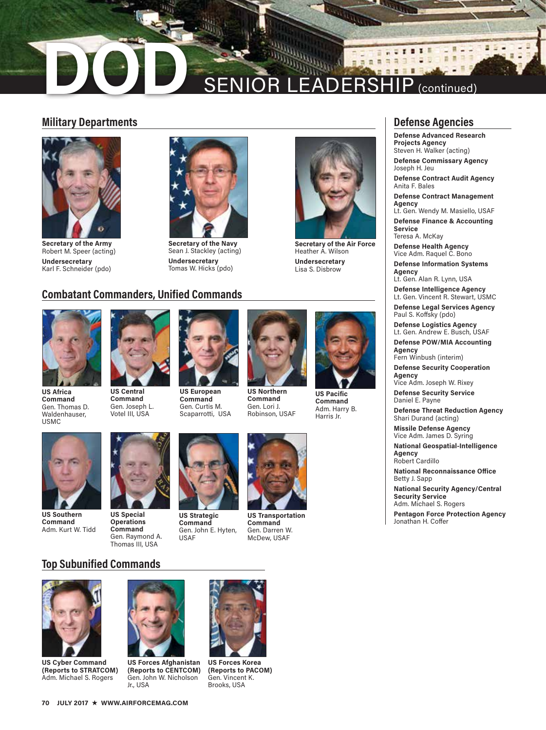# DOD SENIOR LEADERSHIP (continued)

## Military Departments

**Secretary of the Army**
Robert M. Speer (acting)

**Undersecretary**
Karl F. Schneider (pdo)

**Secretary of the Navy**
Sean J. Stackley (acting)

**Undersecretary**
Tomas W. Hicks (pdo)

**Secretary of the Air Force**
Heather A. Wilson

**Undersecretary**
Lisa S. Disbrow

## Combatant Commanders, Unified Commands

**US Africa Command**
Gen. Thomas D. Waldenhauser, USMC

**US Central Command**
Gen. Joseph L. Votel III, USA

**US European Command**
Gen. Curtis M. Scaparrotti, USA

**US Northern Command**
Gen. Lori J. Robinson, USAF

**US Pacific Command**
Adm. Harry B. Harris Jr.

**US Southern Command**
Adm. Kurt W. Tidd

**US Special Operations Command**
Gen. Raymond A. Thomas III, USA

**US Strategic Command**
Gen. John E. Hyten, USAF

**US Transportation Command**
Gen. Darren W. McDew, USAF

## Top Subunified Commands

**US Cyber Command (Reports to STRATCOM)**
Adm. Michael S. Rogers

**US Forces Afghanistan (Reports to CENTCOM)**
Gen. John W. Nicholson Jr., USA

**US Forces Korea (Reports to PACOM)**
Gen. Vincent K. Brooks, USA

## Defense Agencies

**Defense Advanced Research Projects Agency**
Steven H. Walker (acting)

**Defense Commissary Agency**
Joseph H. Jeu

**Defense Contract Audit Agency**
Anita F. Bales

**Defense Contract Management Agency**
Lt. Gen. Wendy M. Masiello, USAF

**Defense Finance & Accounting Service**
Teresa A. McKay

**Defense Health Agency**
Vice Adm. Raquel C. Bono

**Defense Information Systems Agency**
Lt. Gen. Alan R. Lynn, USA

**Defense Intelligence Agency**
Lt. Gen. Vincent R. Stewart, USMC

**Defense Legal Services Agency**
Paul S. Koffsky (pdo)

**Defense Logistics Agency**
Lt. Gen. Andrew E. Busch, USAF

**Defense POW/MIA Accounting Agency**
Fern Winbush (interim)

**Defense Security Cooperation Agency**
Vice Adm. Joseph W. Rixey

**Defense Security Service**
Daniel E. Payne

**Defense Threat Reduction Agency**
Shari Durand (acting)

**Missile Defense Agency**
Vice Adm. James D. Syring

**National Geospatial-Intelligence Agency**
Robert Cardillo

**National Reconnaissance Office**
Betty J. Sapp

**National Security Agency/Central Security Service**
Adm. Michael S. Rogers

**Pentagon Force Protection Agency**
Jonathan H. Coffer